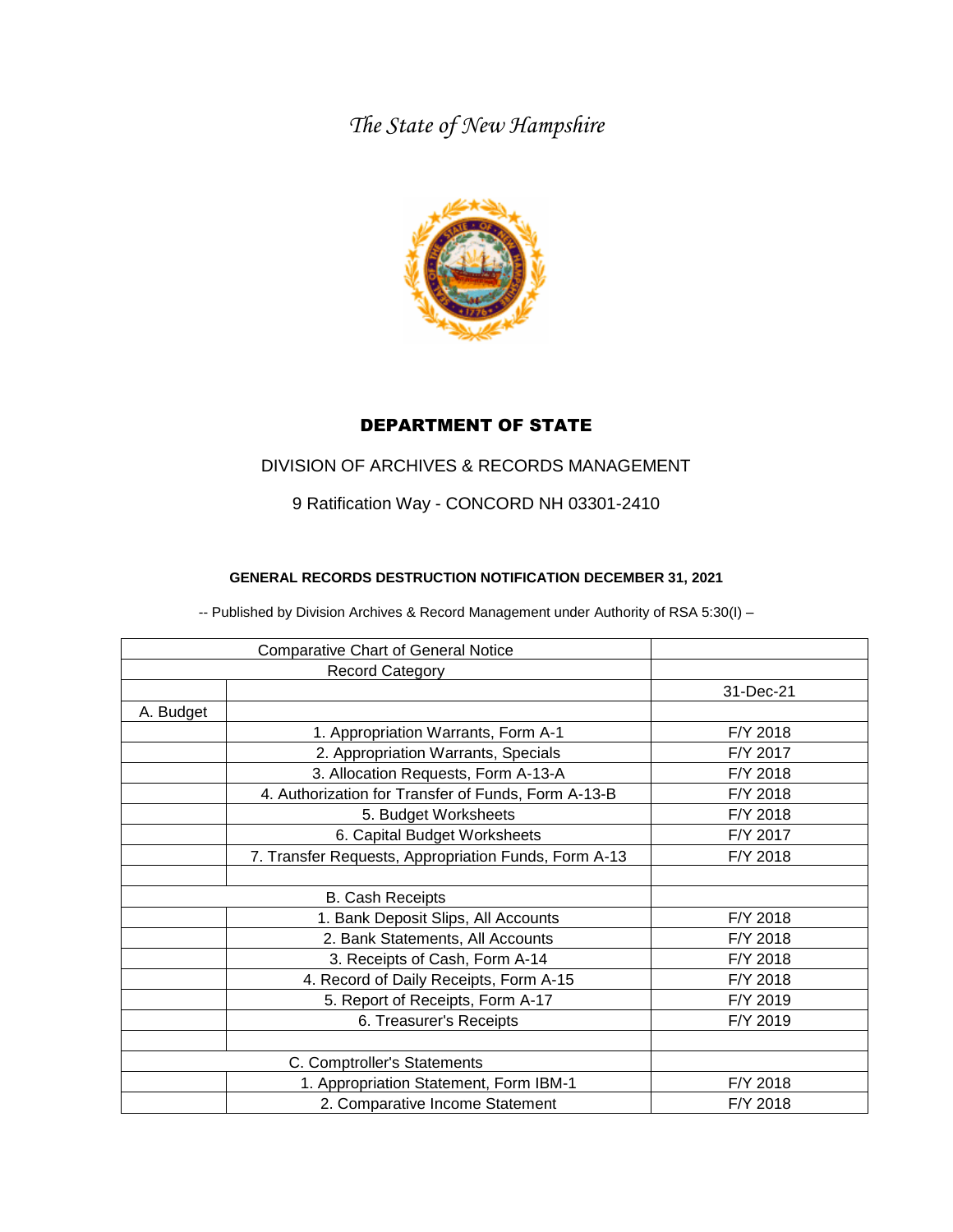*The State of New Hampshire*

## DEPARTMENT OF STATE

DIVISION OF ARCHIVES & RECORDS MANAGEMENT

9 Ratification Way - CONCORD NH 03301-2410

**GENERAL RECORDS DESTRUCTION NOTIFICATION DECEMBER 31, 2021**

-- Published by Division Archives & Record Management under Authority of RSA 5:30(I) –

| Comparative Chart of General Notice | | |
|---|---|---|
| Record Category | | |
| | | 31-Dec-21 |
| A. Budget | | |
| | 1. Appropriation Warrants, Form A-1 | F/Y 2018 |
| | 2. Appropriation Warrants, Specials | F/Y 2017 |
| | 3. Allocation Requests, Form A-13-A | F/Y 2018 |
| | 4. Authorization for Transfer of Funds, Form A-13-B | F/Y 2018 |
| | 5. Budget Worksheets | F/Y 2018 |
| | 6. Capital Budget Worksheets | F/Y 2017 |
| | 7. Transfer Requests, Appropriation Funds, Form A-13 | F/Y 2018 |
| | | |
| B. Cash Receipts | | |
| | 1. Bank Deposit Slips, All Accounts | F/Y 2018 |
| | 2. Bank Statements, All Accounts | F/Y 2018 |
| | 3. Receipts of Cash, Form A-14 | F/Y 2018 |
| | 4. Record of Daily Receipts, Form A-15 | F/Y 2018 |
| | 5. Report of Receipts, Form A-17 | F/Y 2019 |
| | 6. Treasurer's Receipts | F/Y 2019 |
| | | |
| C. Comptroller's Statements | | |
| | 1. Appropriation Statement, Form IBM-1 | F/Y 2018 |
| | 2. Comparative Income Statement | F/Y 2018 |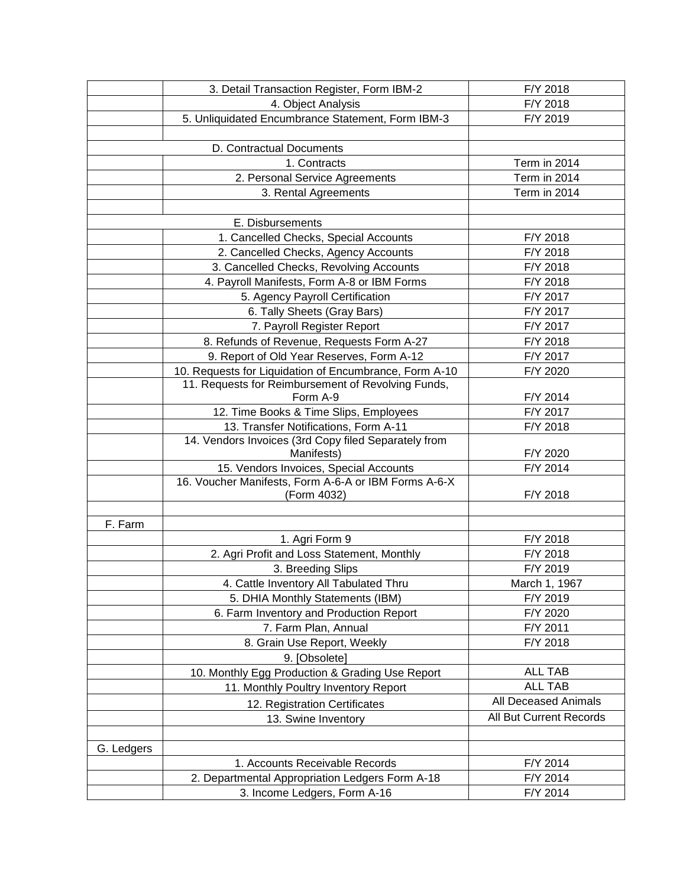| | | |
|---|---|---|
| | 3. Detail Transaction Register, Form IBM-2 | F/Y 2018 |
| | 4. Object Analysis | F/Y 2018 |
| | 5. Unliquidated Encumbrance Statement, Form IBM-3 | F/Y 2019 |
| | | |
| D. Contractual Documents | | |
| | 1. Contracts | Term in 2014 |
| | 2. Personal Service Agreements | Term in 2014 |
| | 3. Rental Agreements | Term in 2014 |
| | | |
| E. Disbursements | | |
| | 1. Cancelled Checks, Special Accounts | F/Y 2018 |
| | 2. Cancelled Checks, Agency Accounts | F/Y 2018 |
| | 3. Cancelled Checks, Revolving Accounts | F/Y 2018 |
| | 4. Payroll Manifests, Form A-8 or IBM Forms | F/Y 2018 |
| | 5. Agency Payroll Certification | F/Y 2017 |
| | 6. Tally Sheets (Gray Bars) | F/Y 2017 |
| | 7. Payroll Register Report | F/Y 2017 |
| | 8. Refunds of Revenue, Requests Form A-27 | F/Y 2018 |
| | 9. Report of Old Year Reserves, Form A-12 | F/Y 2017 |
| | 10. Requests for Liquidation of Encumbrance, Form A-10 | F/Y 2020 |
| | 11. Requests for Reimbursement of Revolving Funds, Form A-9 | F/Y 2014 |
| | 12. Time Books & Time Slips, Employees | F/Y 2017 |
| | 13. Transfer Notifications, Form A-11 | F/Y 2018 |
| | 14. Vendors Invoices (3rd Copy filed Separately from Manifests) | F/Y 2020 |
| | 15. Vendors Invoices, Special Accounts | F/Y 2014 |
| | 16. Voucher Manifests, Form A-6-A or IBM Forms A-6-X (Form 4032) | F/Y 2018 |
| | | |
| F. Farm | | |
| | 1. Agri Form 9 | F/Y 2018 |
| | 2. Agri Profit and Loss Statement, Monthly | F/Y 2018 |
| | 3. Breeding Slips | F/Y 2019 |
| | 4. Cattle Inventory All Tabulated Thru | March 1, 1967 |
| | 5. DHIA Monthly Statements (IBM) | F/Y 2019 |
| | 6. Farm Inventory and Production Report | F/Y 2020 |
| | 7. Farm Plan, Annual | F/Y 2011 |
| | 8. Grain Use Report, Weekly | F/Y 2018 |
| | 9. [Obsolete] | |
| | 10. Monthly Egg Production & Grading Use Report | ALL TAB |
| | 11. Monthly Poultry Inventory Report | ALL TAB |
| | 12. Registration Certificates | All Deceased Animals |
| | 13. Swine Inventory | All But Current Records |
| | | |
| G. Ledgers | | |
| | 1. Accounts Receivable Records | F/Y 2014 |
| | 2. Departmental Appropriation Ledgers Form A-18 | F/Y 2014 |
| | 3. Income Ledgers, Form A-16 | F/Y 2014 |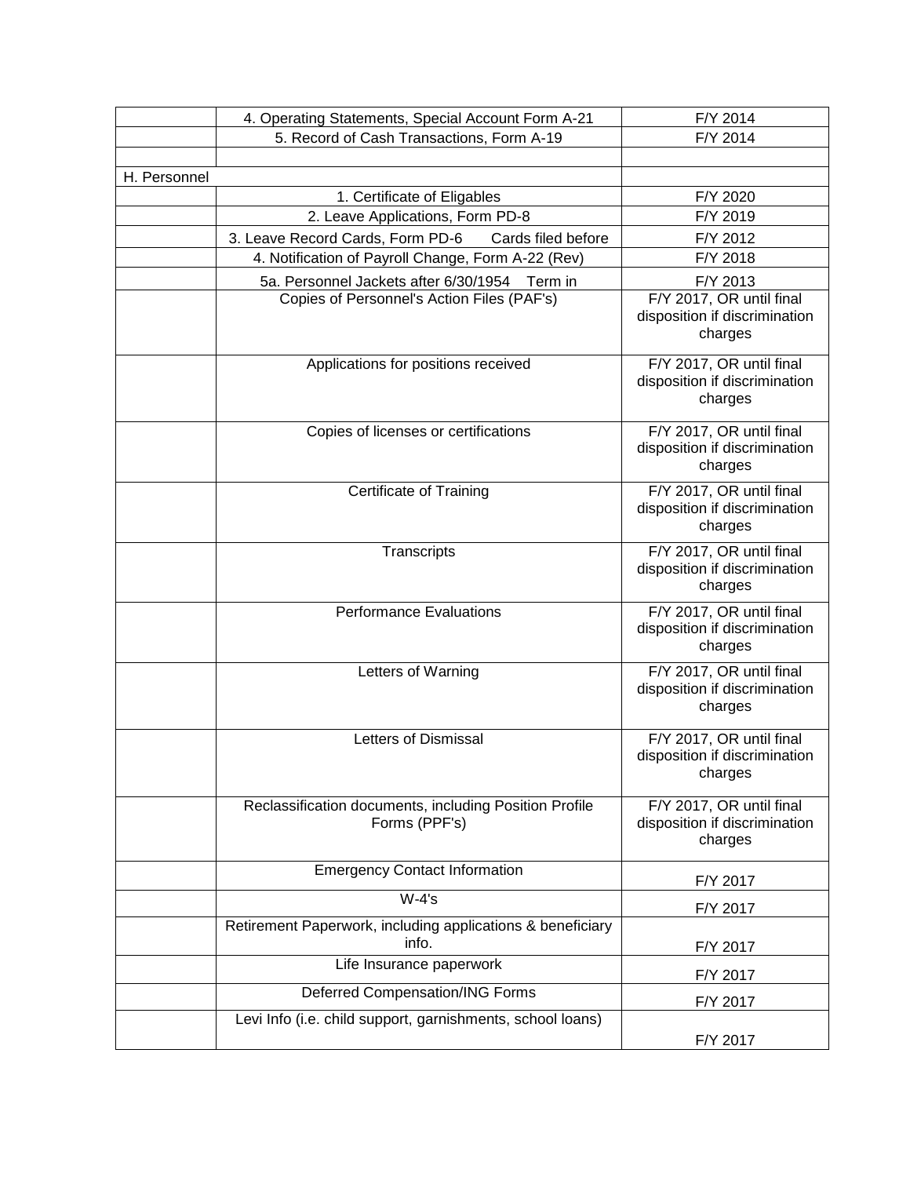|  |  |  |
|---|---|---|
|  | 4. Operating Statements, Special Account Form A-21 | F/Y 2014 |
|  | 5. Record of Cash Transactions, Form A-19 | F/Y 2014 |
|  |  |  |
| H. Personnel |  |  |
|  | 1. Certificate of Eligables | F/Y 2020 |
|  | 2. Leave Applications, Form PD-8 | F/Y 2019 |
|  | 3. Leave Record Cards, Form PD-6 Cards filed before | F/Y 2012 |
|  | 4. Notification of Payroll Change, Form A-22 (Rev) | F/Y 2018 |
|  | 5a. Personnel Jackets after 6/30/1954 Term in | F/Y 2013 |
|  | Copies of Personnel's Action Files (PAF's) | F/Y 2017, OR until final disposition if discrimination charges |
|  | Applications for positions received | F/Y 2017, OR until final disposition if discrimination charges |
|  | Copies of licenses or certifications | F/Y 2017, OR until final disposition if discrimination charges |
|  | Certificate of Training | F/Y 2017, OR until final disposition if discrimination charges |
|  | Transcripts | F/Y 2017, OR until final disposition if discrimination charges |
|  | Performance Evaluations | F/Y 2017, OR until final disposition if discrimination charges |
|  | Letters of Warning | F/Y 2017, OR until final disposition if discrimination charges |
|  | Letters of Dismissal | F/Y 2017, OR until final disposition if discrimination charges |
|  | Reclassification documents, including Position Profile Forms (PPF's) | F/Y 2017, OR until final disposition if discrimination charges |
|  | Emergency Contact Information | F/Y 2017 |
|  | W-4's | F/Y 2017 |
|  | Retirement Paperwork, including applications & beneficiary info. | F/Y 2017 |
|  | Life Insurance paperwork | F/Y 2017 |
|  | Deferred Compensation/ING Forms | F/Y 2017 |
|  | Levi Info (i.e. child support, garnishments, school loans) | F/Y 2017 |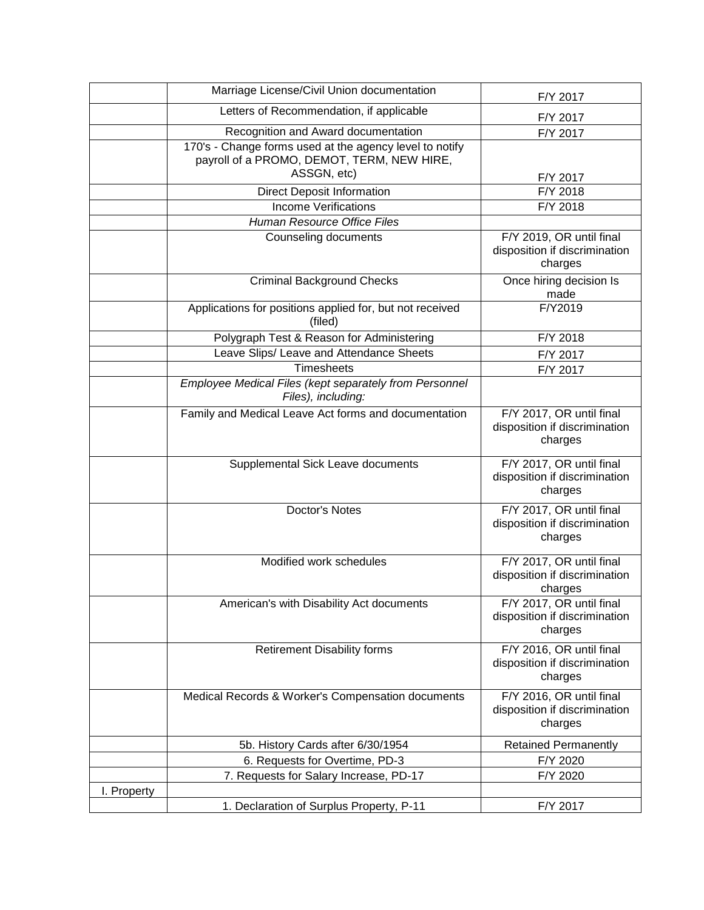| | | |
|---|---|---|
| | Marriage License/Civil Union documentation | F/Y 2017 |
| | Letters of Recommendation, if applicable | F/Y 2017 |
| | Recognition and Award documentation | F/Y 2017 |
| | 170's - Change forms used at the agency level to notify payroll of a PROMO, DEMOT, TERM, NEW HIRE, ASSGN, etc) | F/Y 2017 |
| | Direct Deposit Information | F/Y 2018 |
| | Income Verifications | F/Y 2018 |
| | *Human Resource Office Files* | |
| | Counseling documents | F/Y 2019, OR until final disposition if discrimination charges |
| | Criminal Background Checks | Once hiring decision Is made |
| | Applications for positions applied for, but not received (filed) | F/Y2019 |
| | Polygraph Test & Reason for Administering | F/Y 2018 |
| | Leave Slips/ Leave and Attendance Sheets | F/Y 2017 |
| | Timesheets | F/Y 2017 |
| | *Employee Medical Files (kept separately from Personnel Files), including:* | |
| | Family and Medical Leave Act forms and documentation | F/Y 2017, OR until final disposition if discrimination charges |
| | Supplemental Sick Leave documents | F/Y 2017, OR until final disposition if discrimination charges |
| | Doctor's Notes | F/Y 2017, OR until final disposition if discrimination charges |
| | Modified work schedules | F/Y 2017, OR until final disposition if discrimination charges |
| | American's with Disability Act documents | F/Y 2017, OR until final disposition if discrimination charges |
| | Retirement Disability forms | F/Y 2016, OR until final disposition if discrimination charges |
| | Medical Records & Worker's Compensation documents | F/Y 2016, OR until final disposition if discrimination charges |
| | 5b. History Cards after 6/30/1954 | Retained Permanently |
| | 6. Requests for Overtime, PD-3 | F/Y 2020 |
| | 7. Requests for Salary Increase, PD-17 | F/Y 2020 |
| I. Property | | |
| | 1. Declaration of Surplus Property, P-11 | F/Y 2017 |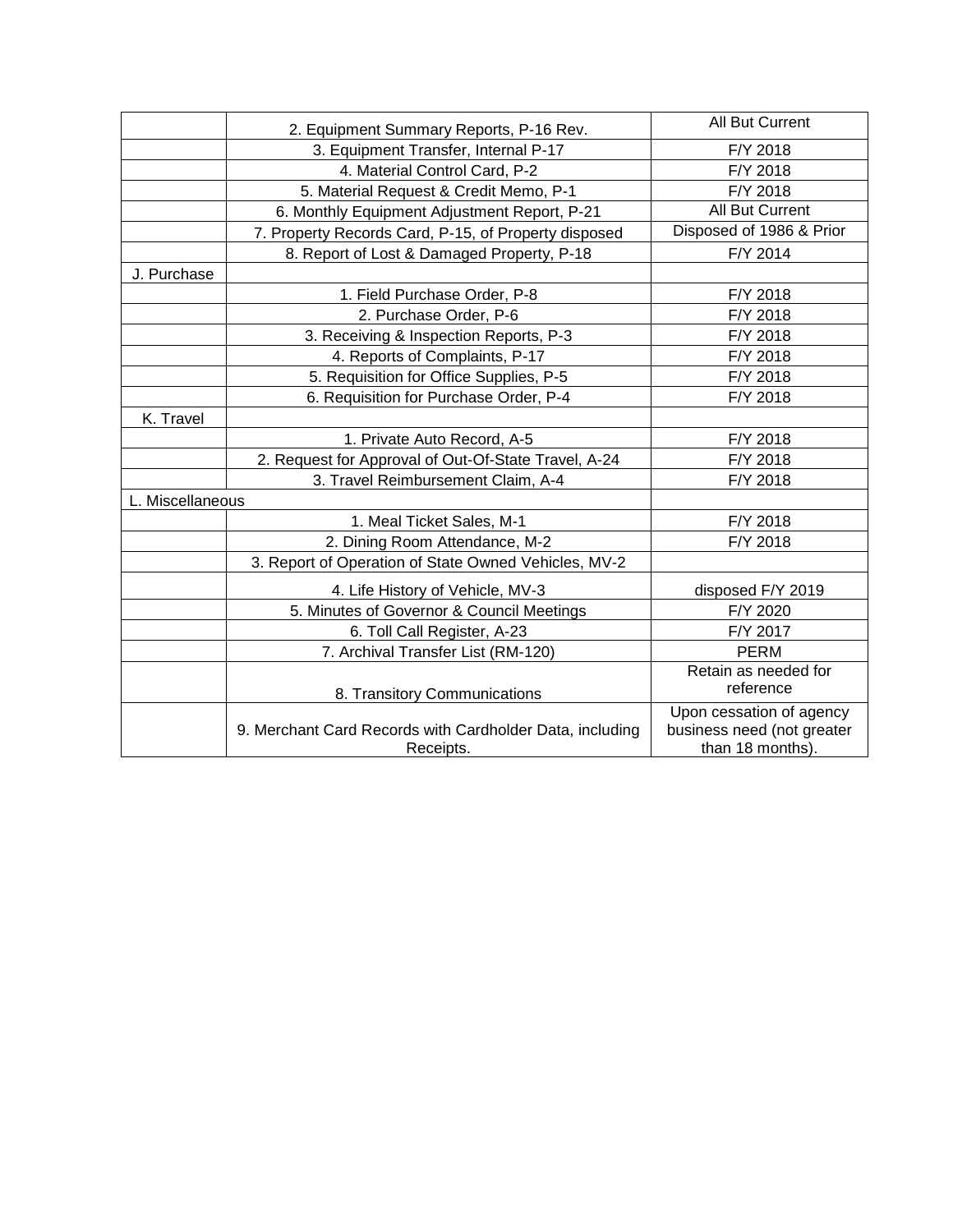| | | |
|---|---|---|
| | 2. Equipment Summary Reports, P-16 Rev. | All But Current |
| | 3. Equipment Transfer, Internal P-17 | F/Y 2018 |
| | 4. Material Control Card, P-2 | F/Y 2018 |
| | 5. Material Request & Credit Memo, P-1 | F/Y 2018 |
| | 6. Monthly Equipment Adjustment Report, P-21 | All But Current |
| | 7. Property Records Card, P-15, of Property disposed | Disposed of 1986 & Prior |
| | 8. Report of Lost & Damaged Property, P-18 | F/Y 2014 |
| J. Purchase | | |
| | 1. Field Purchase Order, P-8 | F/Y 2018 |
| | 2. Purchase Order, P-6 | F/Y 2018 |
| | 3. Receiving & Inspection Reports, P-3 | F/Y 2018 |
| | 4. Reports of Complaints, P-17 | F/Y 2018 |
| | 5. Requisition for Office Supplies, P-5 | F/Y 2018 |
| | 6. Requisition for Purchase Order, P-4 | F/Y 2018 |
| K. Travel | | |
| | 1. Private Auto Record, A-5 | F/Y 2018 |
| | 2. Request for Approval of Out-Of-State Travel, A-24 | F/Y 2018 |
| | 3. Travel Reimbursement Claim, A-4 | F/Y 2018 |
| L. Miscellaneous | | |
| | 1. Meal Ticket Sales, M-1 | F/Y 2018 |
| | 2. Dining Room Attendance, M-2 | F/Y 2018 |
| | 3. Report of Operation of State Owned Vehicles, MV-2 | |
| | 4. Life History of Vehicle, MV-3 | disposed F/Y 2019 |
| | 5. Minutes of Governor & Council Meetings | F/Y 2020 |
| | 6. Toll Call Register, A-23 | F/Y 2017 |
| | 7. Archival Transfer List (RM-120) | PERM |
| | 8. Transitory Communications | Retain as needed for reference |
| | 9. Merchant Card Records with Cardholder Data, including Receipts. | Upon cessation of agency business need (not greater than 18 months). |